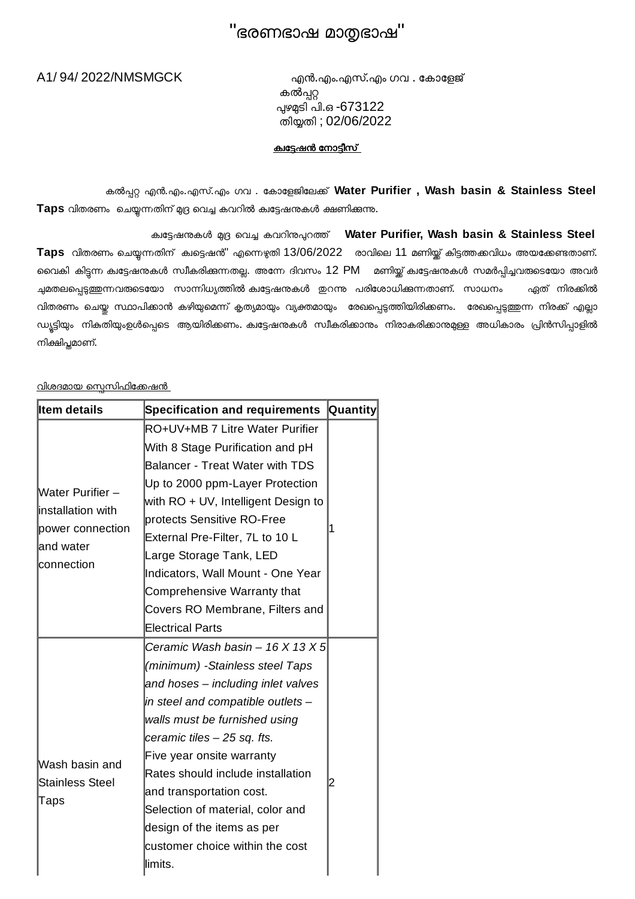# "ഭരണഭാഷ മാതൃഭാഷ"

A1/ 94/ 2022/NMSMGCK

എൻ.എം.എസ്.എം ഗവ . കോളേജ്
കൽപ്പറ്റ
പൂഴമുടി പി.ഒ -673122
തിയ്യതി ; 02/06/2022

**ക്വട്ടേഷൻ നോട്ടീസ്**

കൽപ്പറ്റ എൻ.എം.എസ്.എം ഗവ . കോളേജിലേക്ക് **Water Purifier , Wash basin & Stainless Steel Taps** വിതരണം ചെയ്യുന്നതിന് മുദ്ര വെച്ച കവറിൽ ക്വട്ടേഷനുകൾ ക്ഷണിക്കുന്നു.

ക്വട്ടേഷനുകൾ മുദ്ര വെച്ച കവറിനുപുറത്ത് **Water Purifier, Wash basin & Stainless Steel Taps** വിതരണം ചെയ്യുന്നതിന് ക്വട്ടെഷൻ" എന്നെഴുതി 13/06/2022 രാവിലെ 11 മണിയ്ക്ക് കിട്ടത്തക്കവിധം അയക്കേണ്ടതാണ്. വൈകി കിട്ടുന്ന ക്വട്ടേഷനുകൾ സ്വീകരിക്കുന്നതല്ല. അന്നേ ദിവസം 12 PM മണിയ്ക്ക് ക്വട്ടേഷനുകൾ സമർപ്പിച്ചവരുടെയോ അവർ ചുമതലപ്പെടുത്തുന്നവരുടെയോ സാന്നിധ്യത്തിൽ ക്വട്ടേഷനുകൾ തുറന്നു പരിശോധിക്കുന്നതാണ്. സാധനം ഏത് നിരക്കിൽ വിതരണം ചെയ്തു സ്ഥാപിക്കാൻ കഴിയുമെന്ന് കൃത്യമായും വ്യക്തമായും രേഖപ്പെടുത്തിയിരിക്കണം. രേഖപ്പെടുത്തുന്ന നിരക്ക് എല്ലാ ഡ്യൂട്ടിയും നികുതിയുംഉൾപ്പെടെ ആയിരിക്കണം. ക്വട്ടേഷനുകൾ സ്വീകരിക്കാനും നിരാകരിക്കാനുമുള്ള അധികാരം പ്രിൻസിപ്പാളിൽ നിക്ഷിപ്തമാണ്.

വിശദമായ സ്പെസിഫിക്കേഷൻ

| Item details | Specification and requirements | Quantity |
|---|---|---|
| Water Purifier – installation with power connection and water connection | RO+UV+MB 7 Litre Water Purifier With 8 Stage Purification and pH Balancer - Treat Water with TDS Up to 2000 ppm-Layer Protection with RO + UV, Intelligent Design to protects Sensitive RO-Free External Pre-Filter, 7L to 10 L Large Storage Tank, LED Indicators, Wall Mount - One Year Comprehensive Warranty that Covers RO Membrane, Filters and Electrical Parts | 1 |
| Wash basin and Stainless Steel Taps | *Ceramic Wash basin – 16 X 13 X 5 (minimum) -Stainless steel Taps and hoses – including inlet valves in steel and compatible outlets – walls must be furnished using ceramic tiles – 25 sq. fts.* Five year onsite warranty Rates should include installation and transportation cost. Selection of material, color and design of the items as per customer choice within the cost limits. | 2 |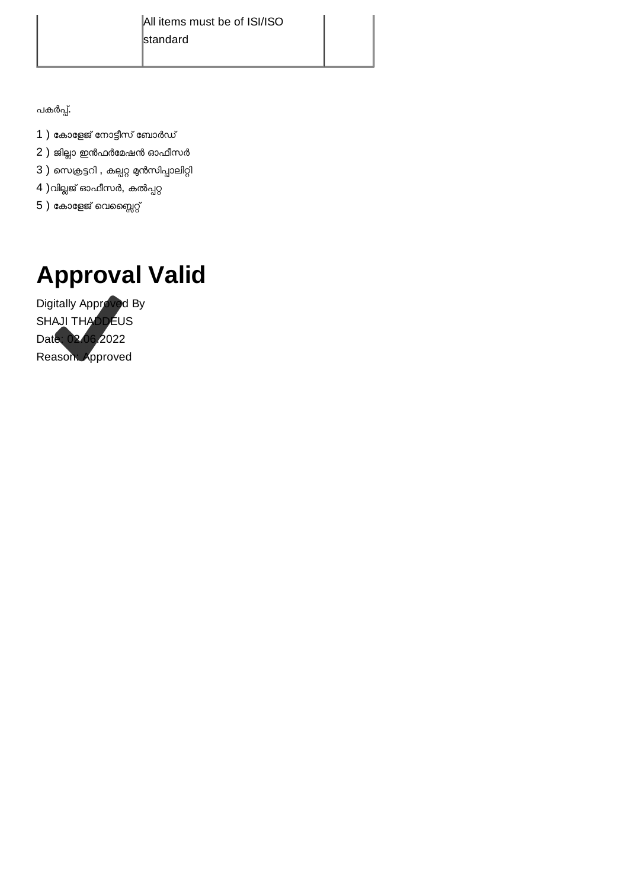| | | |
|---|---|---|
| | All items must be of ISI/ISO standard | |

പകർപ്പ്:

1 ) കോളേജ് നോട്ടീസ് ബോർഡ്

2 ) ജില്ലാ ഇൻഫർമേഷൻ ഓഫീസർ

3 ) സെക്രട്ടറി , കല്പറ്റ മുൻസിപ്പാലിറ്റി

4 )വില്ലജ് ഓഫീസർ, കൽപ്പറ്റ

5 ) കോളേജ് വെബ്സൈറ്റ്

# Approval Valid

Digitally Approved By
SHAJI THADDEUS
Date: 02.06.2022
Reason: Approved